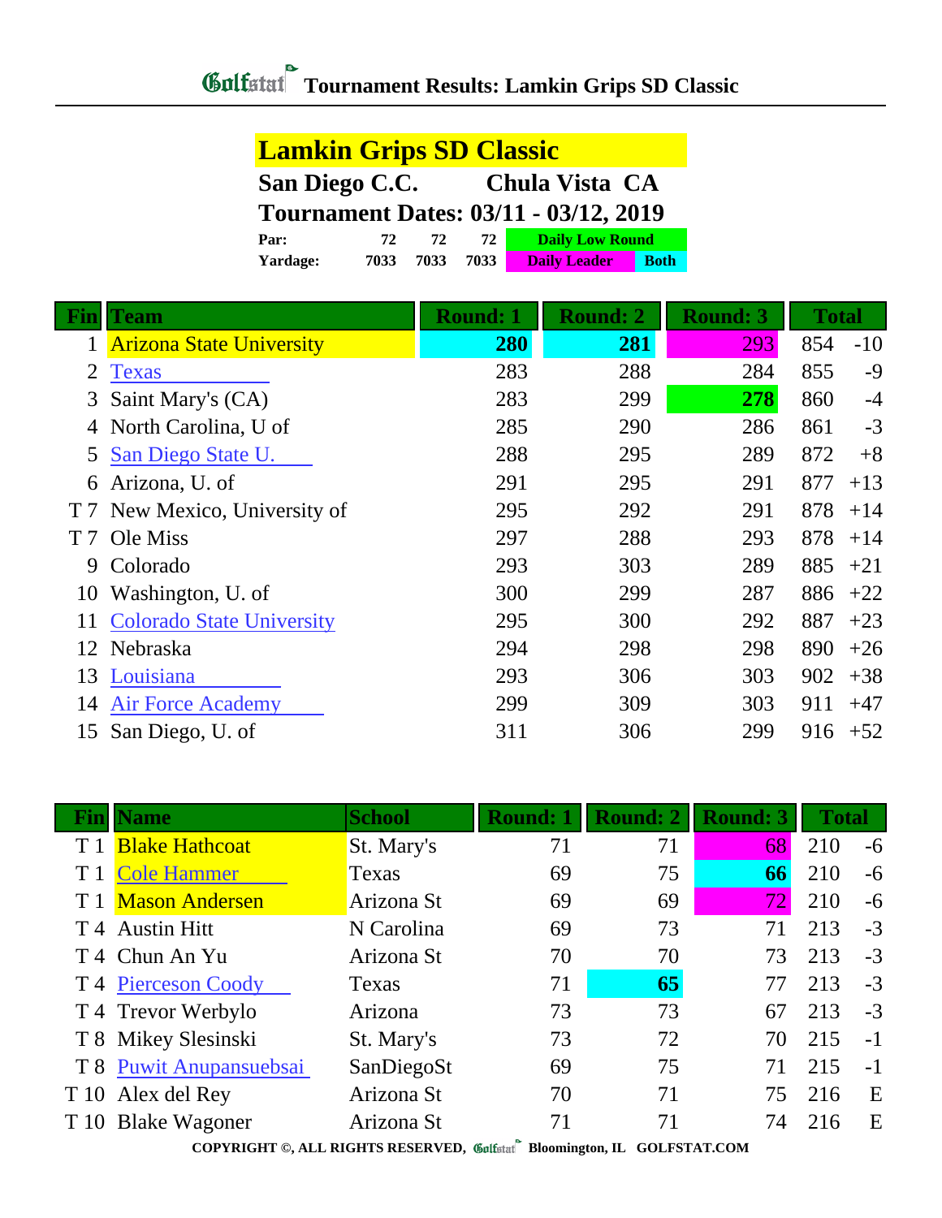# Tournament Results: Lamkin Grips SD Classic

## Lamkin Grips SD Classic

**San Diego C.C. — Chula Vista CA**

**Tournament Dates: 03/11 - 03/12, 2019**

| | | | |
|---|---|---|---|
| **Par:** | 72 | 72 | 72 |
| **Yardage:** | 7033 | 7033 | 7033 |

Daily Low Round | Daily Leader | Both

| Fin | Team | Round: 1 | Round: 2 | Round: 3 | Total | |
|---|---|---|---|---|---|---|
| 1 | Arizona State University | **280** | **281** | 293 | 854 | -10 |
| 2 | Texas | 283 | 288 | 284 | 855 | -9 |
| 3 | Saint Mary's (CA) | 283 | 299 | **278** | 860 | -4 |
| 4 | North Carolina, U of | 285 | 290 | 286 | 861 | -3 |
| 5 | San Diego State U. | 288 | 295 | 289 | 872 | +8 |
| 6 | Arizona, U. of | 291 | 295 | 291 | 877 | +13 |
| T 7 | New Mexico, University of | 295 | 292 | 291 | 878 | +14 |
| T 7 | Ole Miss | 297 | 288 | 293 | 878 | +14 |
| 9 | Colorado | 293 | 303 | 289 | 885 | +21 |
| 10 | Washington, U. of | 300 | 299 | 287 | 886 | +22 |
| 11 | Colorado State University | 295 | 300 | 292 | 887 | +23 |
| 12 | Nebraska | 294 | 298 | 298 | 890 | +26 |
| 13 | Louisiana | 293 | 306 | 303 | 902 | +38 |
| 14 | Air Force Academy | 299 | 309 | 303 | 911 | +47 |
| 15 | San Diego, U. of | 311 | 306 | 299 | 916 | +52 |

| Fin | Name | School | Round: 1 | Round: 2 | Round: 3 | Total | |
|---|---|---|---|---|---|---|---|
| T 1 | Blake Hathcoat | St. Mary's | 71 | 71 | 68 | 210 | -6 |
| T 1 | Cole Hammer | Texas | 69 | 75 | **66** | 210 | -6 |
| T 1 | Mason Andersen | Arizona St | 69 | 69 | 72 | 210 | -6 |
| T 4 | Austin Hitt | N Carolina | 69 | 73 | 71 | 213 | -3 |
| T 4 | Chun An Yu | Arizona St | 70 | 70 | 73 | 213 | -3 |
| T 4 | Pierceson Coody | Texas | 71 | **65** | 77 | 213 | -3 |
| T 4 | Trevor Werbylo | Arizona | 73 | 73 | 67 | 213 | -3 |
| T 8 | Mikey Slesinski | St. Mary's | 73 | 72 | 70 | 215 | -1 |
| T 8 | Puwit Anupansuebsai | SanDiegoSt | 69 | 75 | 71 | 215 | -1 |
| T 10 | Alex del Rey | Arizona St | 70 | 71 | 75 | 216 | E |
| T 10 | Blake Wagoner | Arizona St | 71 | 71 | 74 | 216 | E |

COPYRIGHT ©, ALL RIGHTS RESERVED, Golfstat Bloomington, IL GOLFSTAT.COM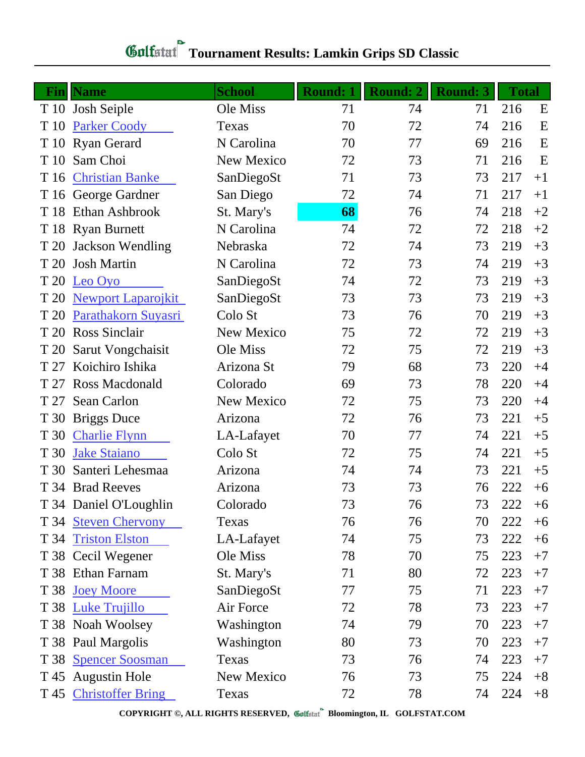# Golfstat Tournament Results: Lamkin Grips SD Classic

| Fin | Name | School | Round: 1 | Round: 2 | Round: 3 | Total | |
|---|---|---|---|---|---|---|---|
| T 10 | Josh Seiple | Ole Miss | 71 | 74 | 71 | 216 | E |
| T 10 | Parker Coody | Texas | 70 | 72 | 74 | 216 | E |
| T 10 | Ryan Gerard | N Carolina | 70 | 77 | 69 | 216 | E |
| T 10 | Sam Choi | New Mexico | 72 | 73 | 71 | 216 | E |
| T 16 | Christian Banke | SanDiegoSt | 71 | 73 | 73 | 217 | +1 |
| T 16 | George Gardner | San Diego | 72 | 74 | 71 | 217 | +1 |
| T 18 | Ethan Ashbrook | St. Mary's | **68** | 76 | 74 | 218 | +2 |
| T 18 | Ryan Burnett | N Carolina | 74 | 72 | 72 | 218 | +2 |
| T 20 | Jackson Wendling | Nebraska | 72 | 74 | 73 | 219 | +3 |
| T 20 | Josh Martin | N Carolina | 72 | 73 | 74 | 219 | +3 |
| T 20 | Leo Oyo | SanDiegoSt | 74 | 72 | 73 | 219 | +3 |
| T 20 | Newport Laparojkit | SanDiegoSt | 73 | 73 | 73 | 219 | +3 |
| T 20 | Parathakorn Suyasri | Colo St | 73 | 76 | 70 | 219 | +3 |
| T 20 | Ross Sinclair | New Mexico | 75 | 72 | 72 | 219 | +3 |
| T 20 | Sarut Vongchaisit | Ole Miss | 72 | 75 | 72 | 219 | +3 |
| T 27 | Koichiro Ishika | Arizona St | 79 | 68 | 73 | 220 | +4 |
| T 27 | Ross Macdonald | Colorado | 69 | 73 | 78 | 220 | +4 |
| T 27 | Sean Carlon | New Mexico | 72 | 75 | 73 | 220 | +4 |
| T 30 | Briggs Duce | Arizona | 72 | 76 | 73 | 221 | +5 |
| T 30 | Charlie Flynn | LA-Lafayet | 70 | 77 | 74 | 221 | +5 |
| T 30 | Jake Staiano | Colo St | 72 | 75 | 74 | 221 | +5 |
| T 30 | Santeri Lehesmaa | Arizona | 74 | 74 | 73 | 221 | +5 |
| T 34 | Brad Reeves | Arizona | 73 | 73 | 76 | 222 | +6 |
| T 34 | Daniel O'Loughlin | Colorado | 73 | 76 | 73 | 222 | +6 |
| T 34 | Steven Chervony | Texas | 76 | 76 | 70 | 222 | +6 |
| T 34 | Triston Elston | LA-Lafayet | 74 | 75 | 73 | 222 | +6 |
| T 38 | Cecil Wegener | Ole Miss | 78 | 70 | 75 | 223 | +7 |
| T 38 | Ethan Farnam | St. Mary's | 71 | 80 | 72 | 223 | +7 |
| T 38 | Joey Moore | SanDiegoSt | 77 | 75 | 71 | 223 | +7 |
| T 38 | Luke Trujillo | Air Force | 72 | 78 | 73 | 223 | +7 |
| T 38 | Noah Woolsey | Washington | 74 | 79 | 70 | 223 | +7 |
| T 38 | Paul Margolis | Washington | 80 | 73 | 70 | 223 | +7 |
| T 38 | Spencer Soosman | Texas | 73 | 76 | 74 | 223 | +7 |
| T 45 | Augustin Hole | New Mexico | 76 | 73 | 75 | 224 | +8 |
| T 45 | Christoffer Bring | Texas | 72 | 78 | 74 | 224 | +8 |

COPYRIGHT ©, ALL RIGHTS RESERVED, Golfstat Bloomington, IL GOLFSTAT.COM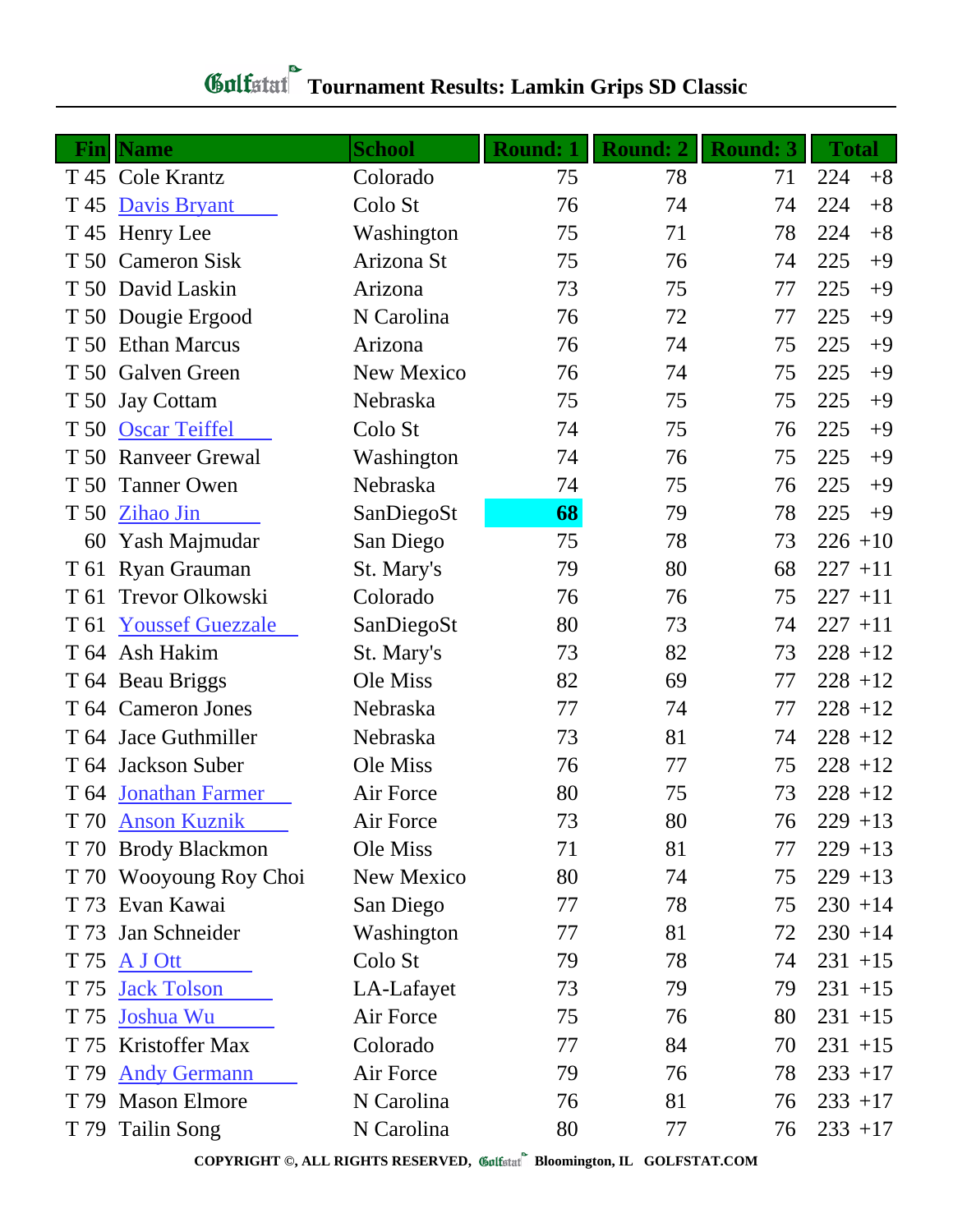# Golfstat Tournament Results: Lamkin Grips SD Classic

| Fin | Name | School | Round: 1 | Round: 2 | Round: 3 | Total | |
|---|---|---|---|---|---|---|---|
| T 45 | Cole Krantz | Colorado | 75 | 78 | 71 | 224 | +8 |
| T 45 | Davis Bryant | Colo St | 76 | 74 | 74 | 224 | +8 |
| T 45 | Henry Lee | Washington | 75 | 71 | 78 | 224 | +8 |
| T 50 | Cameron Sisk | Arizona St | 75 | 76 | 74 | 225 | +9 |
| T 50 | David Laskin | Arizona | 73 | 75 | 77 | 225 | +9 |
| T 50 | Dougie Ergood | N Carolina | 76 | 72 | 77 | 225 | +9 |
| T 50 | Ethan Marcus | Arizona | 76 | 74 | 75 | 225 | +9 |
| T 50 | Galven Green | New Mexico | 76 | 74 | 75 | 225 | +9 |
| T 50 | Jay Cottam | Nebraska | 75 | 75 | 75 | 225 | +9 |
| T 50 | Oscar Teiffel | Colo St | 74 | 75 | 76 | 225 | +9 |
| T 50 | Ranveer Grewal | Washington | 74 | 76 | 75 | 225 | +9 |
| T 50 | Tanner Owen | Nebraska | 74 | 75 | 76 | 225 | +9 |
| T 50 | Zihao Jin | SanDiegoSt | **68** | 79 | 78 | 225 | +9 |
| 60 | Yash Majmudar | San Diego | 75 | 78 | 73 | 226 | +10 |
| T 61 | Ryan Grauman | St. Mary's | 79 | 80 | 68 | 227 | +11 |
| T 61 | Trevor Olkowski | Colorado | 76 | 76 | 75 | 227 | +11 |
| T 61 | Youssef Guezzale | SanDiegoSt | 80 | 73 | 74 | 227 | +11 |
| T 64 | Ash Hakim | St. Mary's | 73 | 82 | 73 | 228 | +12 |
| T 64 | Beau Briggs | Ole Miss | 82 | 69 | 77 | 228 | +12 |
| T 64 | Cameron Jones | Nebraska | 77 | 74 | 77 | 228 | +12 |
| T 64 | Jace Guthmiller | Nebraska | 73 | 81 | 74 | 228 | +12 |
| T 64 | Jackson Suber | Ole Miss | 76 | 77 | 75 | 228 | +12 |
| T 64 | Jonathan Farmer | Air Force | 80 | 75 | 73 | 228 | +12 |
| T 70 | Anson Kuznik | Air Force | 73 | 80 | 76 | 229 | +13 |
| T 70 | Brody Blackmon | Ole Miss | 71 | 81 | 77 | 229 | +13 |
| T 70 | Wooyoung Roy Choi | New Mexico | 80 | 74 | 75 | 229 | +13 |
| T 73 | Evan Kawai | San Diego | 77 | 78 | 75 | 230 | +14 |
| T 73 | Jan Schneider | Washington | 77 | 81 | 72 | 230 | +14 |
| T 75 | A J Ott | Colo St | 79 | 78 | 74 | 231 | +15 |
| T 75 | Jack Tolson | LA-Lafayet | 73 | 79 | 79 | 231 | +15 |
| T 75 | Joshua Wu | Air Force | 75 | 76 | 80 | 231 | +15 |
| T 75 | Kristoffer Max | Colorado | 77 | 84 | 70 | 231 | +15 |
| T 79 | Andy Germann | Air Force | 79 | 76 | 78 | 233 | +17 |
| T 79 | Mason Elmore | N Carolina | 76 | 81 | 76 | 233 | +17 |
| T 79 | Tailin Song | N Carolina | 80 | 77 | 76 | 233 | +17 |

COPYRIGHT ©, ALL RIGHTS RESERVED, Golfstat Bloomington, IL GOLFSTAT.COM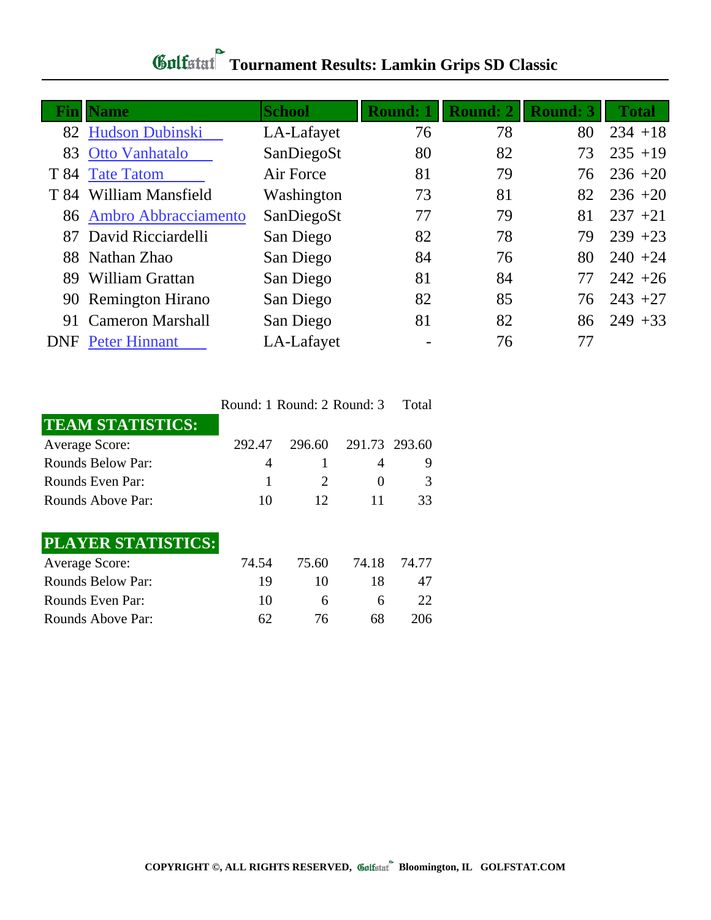# Golfstat Tournament Results: Lamkin Grips SD Classic

| Fin | Name | School | Round: 1 | Round: 2 | Round: 3 | Total |
|---|---|---|---|---|---|---|
| 82 | Hudson Dubinski | LA-Lafayet | 76 | 78 | 80 | 234 +18 |
| 83 | Otto Vanhatalo | SanDiegoSt | 80 | 82 | 73 | 235 +19 |
| T 84 | Tate Tatom | Air Force | 81 | 79 | 76 | 236 +20 |
| T 84 | William Mansfield | Washington | 73 | 81 | 82 | 236 +20 |
| 86 | Ambro Abbracciamento | SanDiegoSt | 77 | 79 | 81 | 237 +21 |
| 87 | David Ricciardelli | San Diego | 82 | 78 | 79 | 239 +23 |
| 88 | Nathan Zhao | San Diego | 84 | 76 | 80 | 240 +24 |
| 89 | William Grattan | San Diego | 81 | 84 | 77 | 242 +26 |
| 90 | Remington Hirano | San Diego | 82 | 85 | 76 | 243 +27 |
| 91 | Cameron Marshall | San Diego | 81 | 82 | 86 | 249 +33 |
| DNF | Peter Hinnant | LA-Lafayet | - | 76 | 77 | |

| TEAM STATISTICS: | Round: 1 | Round: 2 | Round: 3 | Total |
|---|---|---|---|---|
| Average Score: | 292.47 | 296.60 | 291.73 | 293.60 |
| Rounds Below Par: | 4 | 1 | 4 | 9 |
| Rounds Even Par: | 1 | 2 | 0 | 3 |
| Rounds Above Par: | 10 | 12 | 11 | 33 |

| PLAYER STATISTICS: | Round: 1 | Round: 2 | Round: 3 | Total |
|---|---|---|---|---|
| Average Score: | 74.54 | 75.60 | 74.18 | 74.77 |
| Rounds Below Par: | 19 | 10 | 18 | 47 |
| Rounds Even Par: | 10 | 6 | 6 | 22 |
| Rounds Above Par: | 62 | 76 | 68 | 206 |

COPYRIGHT ©, ALL RIGHTS RESERVED, Golfstat Bloomington, IL GOLFSTAT.COM